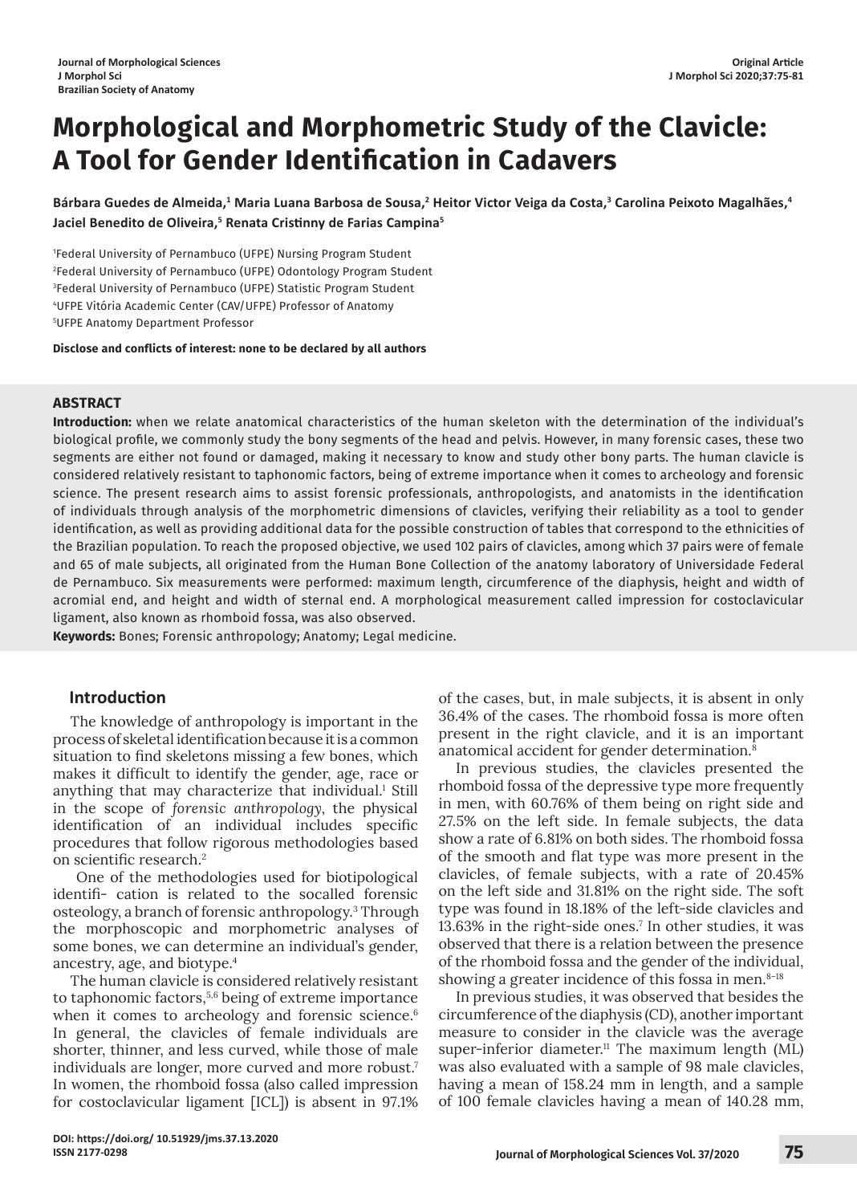# Morphological and Morphometric Study of the Clavicle: A Tool for Gender Identification in Cadavers

**Bárbara Guedes de Almeida,[1] Maria Luana Barbosa de Sousa,[2] Heitor Victor Veiga da Costa,[3] Carolina Peixoto Magalhães,[4] Jaciel Benedito de Oliveira,[5] Renata Cristinny de Farias Campina[5]**

[1]Federal University of Pernambuco (UFPE) Nursing Program Student
[2]Federal University of Pernambuco (UFPE) Odontology Program Student
[3]Federal University of Pernambuco (UFPE) Statistic Program Student
[4]UFPE Vitória Academic Center (CAV/UFPE) Professor of Anatomy
[5]UFPE Anatomy Department Professor

**Disclose and conflicts of interest: none to be declared by all authors**

## ABSTRACT

**Introduction:** when we relate anatomical characteristics of the human skeleton with the determination of the individual's biological profile, we commonly study the bony segments of the head and pelvis. However, in many forensic cases, these two segments are either not found or damaged, making it necessary to know and study other bony parts. The human clavicle is considered relatively resistant to taphonomic factors, being of extreme importance when it comes to archeology and forensic science. The present research aims to assist forensic professionals, anthropologists, and anatomists in the identification of individuals through analysis of the morphometric dimensions of clavicles, verifying their reliability as a tool to gender identification, as well as providing additional data for the possible construction of tables that correspond to the ethnicities of the Brazilian population. To reach the proposed objective, we used 102 pairs of clavicles, among which 37 pairs were of female and 65 of male subjects, all originated from the Human Bone Collection of the anatomy laboratory of Universidade Federal de Pernambuco. Six measurements were performed: maximum length, circumference of the diaphysis, height and width of acromial end, and height and width of sternal end. A morphological measurement called impression for costoclavicular ligament, also known as rhomboid fossa, was also observed.

**Keywords:** Bones; Forensic anthropology; Anatomy; Legal medicine.

## Introduction

The knowledge of anthropology is important in the process of skeletal identification because it is a common situation to find skeletons missing a few bones, which makes it difficult to identify the gender, age, race or anything that may characterize that individual.[1] Still in the scope of *forensic anthropology*, the physical identification of an individual includes specific procedures that follow rigorous methodologies based on scientific research.[2]

One of the methodologies used for biotipological identifi- cation is related to the socalled forensic osteology, a branch of forensic anthropology.[3] Through the morphoscopic and morphometric analyses of some bones, we can determine an individual's gender, ancestry, age, and biotype.[4]

The human clavicle is considered relatively resistant to taphonomic factors,[5,6] being of extreme importance when it comes to archeology and forensic science.[6] In general, the clavicles of female individuals are shorter, thinner, and less curved, while those of male individuals are longer, more curved and more robust.[7] In women, the rhomboid fossa (also called impression for costoclavicular ligament [ICL]) is absent in 97.1% of the cases, but, in male subjects, it is absent in only 36.4% of the cases. The rhomboid fossa is more often present in the right clavicle, and it is an important anatomical accident for gender determination.[8]

In previous studies, the clavicles presented the rhomboid fossa of the depressive type more frequently in men, with 60.76% of them being on right side and 27.5% on the left side. In female subjects, the data show a rate of 6.81% on both sides. The rhomboid fossa of the smooth and flat type was more present in the clavicles, of female subjects, with a rate of 20.45% on the left side and 31.81% on the right side. The soft type was found in 18.18% of the left-side clavicles and 13.63% in the right-side ones.[7] In other studies, it was observed that there is a relation between the presence of the rhomboid fossa and the gender of the individual, showing a greater incidence of this fossa in men.[8–18]

In previous studies, it was observed that besides the circumference of the diaphysis (CD), another important measure to consider in the clavicle was the average super-inferior diameter.[11] The maximum length (ML) was also evaluated with a sample of 98 male clavicles, having a mean of 158.24 mm in length, and a sample of 100 female clavicles having a mean of 140.28 mm,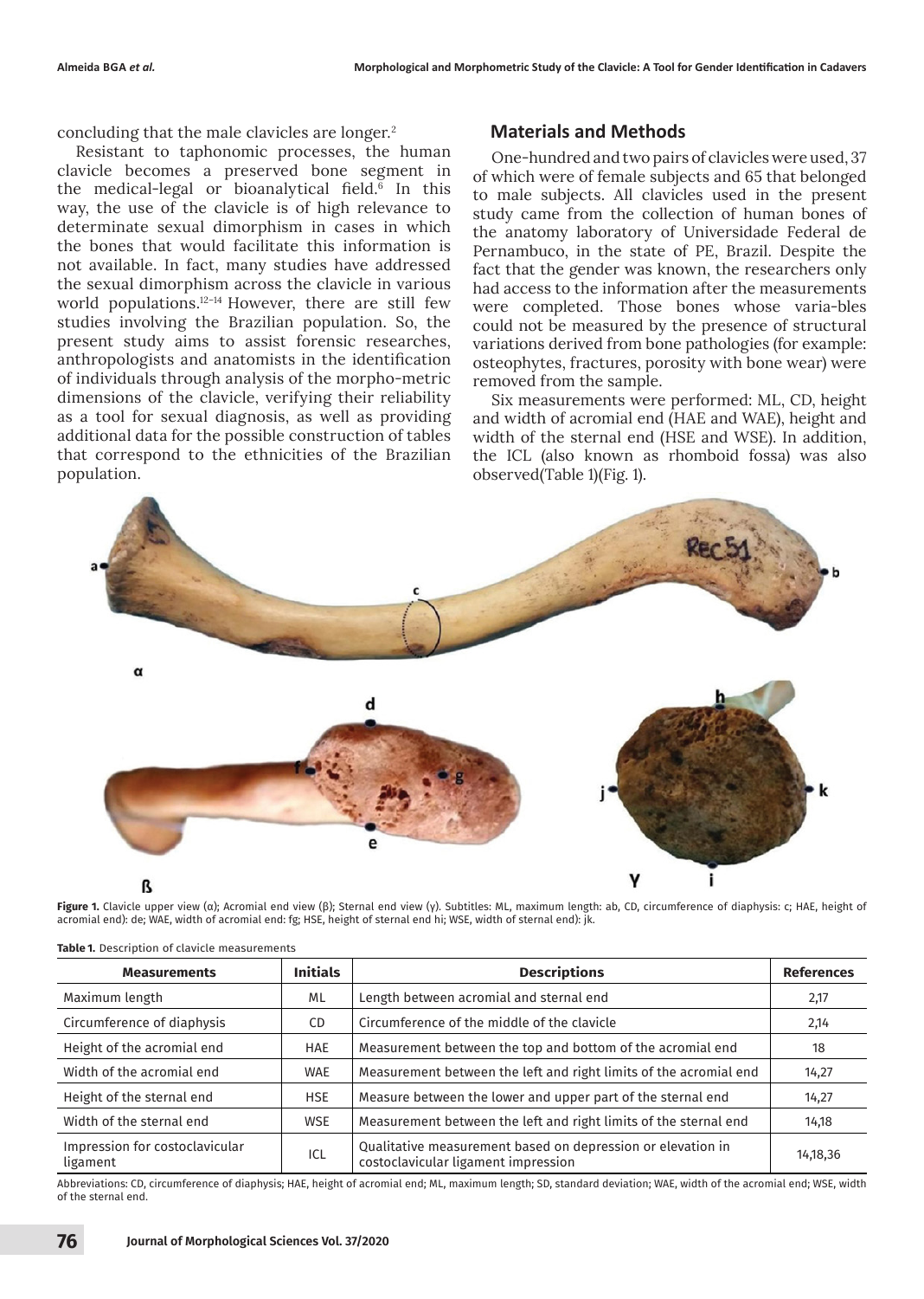concluding that the male clavicles are longer.[2]

Resistant to taphonomic processes, the human clavicle becomes a preserved bone segment in the medical-legal or bioanalytical field.[6] In this way, the use of the clavicle is of high relevance to determinate sexual dimorphism in cases in which the bones that would facilitate this information is not available. In fact, many studies have addressed the sexual dimorphism across the clavicle in various world populations.[12–14] However, there are still few studies involving the Brazilian population. So, the present study aims to assist forensic researches, anthropologists and anatomists in the identification of individuals through analysis of the morpho-metric dimensions of the clavicle, verifying their reliability as a tool for sexual diagnosis, as well as providing additional data for the possible construction of tables that correspond to the ethnicities of the Brazilian population.

## Materials and Methods

One-hundred and two pairs of clavicles were used, 37 of which were of female subjects and 65 that belonged to male subjects. All clavicles used in the present study came from the collection of human bones of the anatomy laboratory of Universidade Federal de Pernambuco, in the state of PE, Brazil. Despite the fact that the gender was known, the researchers only had access to the information after the measurements were completed. Those bones whose varia-bles could not be measured by the presence of structural variations derived from bone pathologies (for example: osteophytes, fractures, porosity with bone wear) were removed from the sample.

Six measurements were performed: ML, CD, height and width of acromial end (HAE and WAE), height and width of the sternal end (HSE and WSE). In addition, the ICL (also known as rhomboid fossa) was also observed(Table 1)(Fig. 1).

**Figure 1.** Clavicle upper view (α); Acromial end view (β); Sternal end view (γ). Subtitles: ML, maximum length: ab, CD, circumference of diaphysis: c; HAE, height of acromial end): de; WAE, width of acromial end: fg; HSE, height of sternal end hi; WSE, width of sternal end): jk.

**Table 1.** Description of clavicle measurements

| Measurements | Initials | Descriptions | References |
|---|---|---|---|
| Maximum length | ML | Length between acromial and sternal end | 2,17 |
| Circumference of diaphysis | CD | Circumference of the middle of the clavicle | 2,14 |
| Height of the acromial end | HAE | Measurement between the top and bottom of the acromial end | 18 |
| Width of the acromial end | WAE | Measurement between the left and right limits of the acromial end | 14,27 |
| Height of the sternal end | HSE | Measure between the lower and upper part of the sternal end | 14,27 |
| Width of the sternal end | WSE | Measurement between the left and right limits of the sternal end | 14,18 |
| Impression for costoclavicular ligament | ICL | Qualitative measurement based on depression or elevation in costoclavicular ligament impression | 14,18,36 |

Abbreviations: CD, circumference of diaphysis; HAE, height of acromial end; ML, maximum length; SD, standard deviation; WAE, width of the acromial end; WSE, width of the sternal end.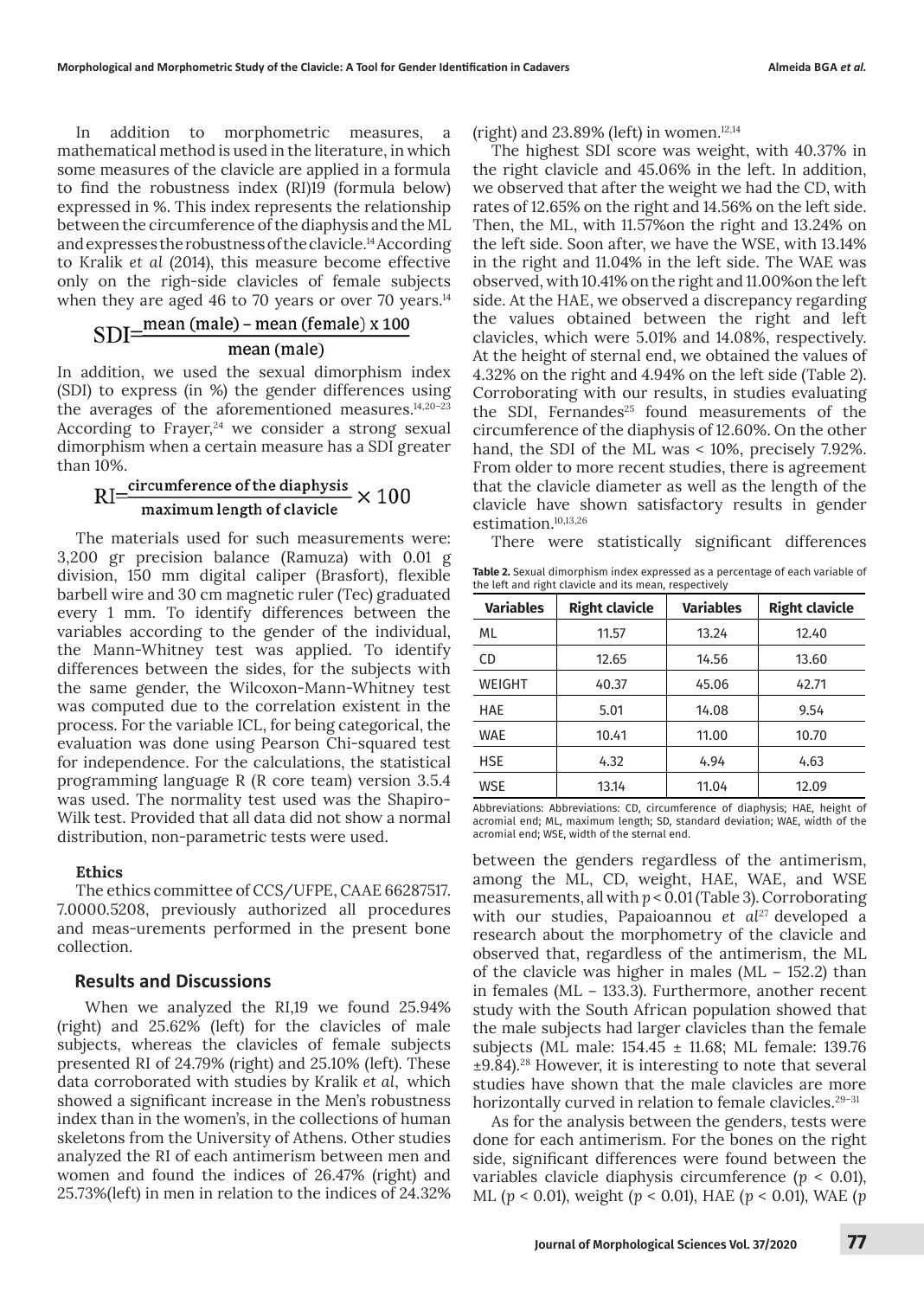In addition to morphometric measures, a mathematical method is used in the literature, in which some measures of the clavicle are applied in a formula to find the robustness index (RI)19 (formula below) expressed in %. This index represents the relationship between the circumference of the diaphysis and the ML and expresses the robustness of the clavicle.[14] According to Kralik *et al* (2014), this measure become effective only on the righ-side clavicles of female subjects when they are aged 46 to 70 years or over 70 years.[14]

$$\text{SDI}=\frac{\text{mean (male)} - \text{mean (female)} \times 100}{\text{mean (male)}}$$

In addition, we used the sexual dimorphism index (SDI) to express (in %) the gender differences using the averages of the aforementioned measures.[14,20–23] According to Frayer,[24] we consider a strong sexual dimorphism when a certain measure has a SDI greater than 10%.

$$\text{RI}=\frac{\text{circumference of the diaphysis}}{\text{maximum length of clavicle}} \times 100$$

The materials used for such measurements were: 3,200 gr precision balance (Ramuza) with 0.01 g division, 150 mm digital caliper (Brasfort), flexible barbell wire and 30 cm magnetic ruler (Tec) graduated every 1 mm. To identify differences between the variables according to the gender of the individual, the Mann-Whitney test was applied. To identify differences between the sides, for the subjects with the same gender, the Wilcoxon-Mann-Whitney test was computed due to the correlation existent in the process. For the variable ICL, for being categorical, the evaluation was done using Pearson Chi-squared test for independence. For the calculations, the statistical programming language R (R core team) version 3.5.4 was used. The normality test used was the Shapiro-Wilk test. Provided that all data did not show a normal distribution, non-parametric tests were used.

#### Ethics

The ethics committee of CCS/UFPE, CAAE 66287517.7.0000.5208, previously authorized all procedures and meas-urements performed in the present bone collection.

## Results and Discussions

When we analyzed the RI,19 we found 25.94% (right) and 25.62% (left) for the clavicles of male subjects, whereas the clavicles of female subjects presented RI of 24.79% (right) and 25.10% (left). These data corroborated with studies by Kralik *et al*, which showed a significant increase in the Men's robustness index than in the women's, in the collections of human skeletons from the University of Athens. Other studies analyzed the RI of each antimerism between men and women and found the indices of 26.47% (right) and 25.73%(left) in men in relation to the indices of 24.32% (right) and 23.89% (left) in women.[12,14]

The highest SDI score was weight, with 40.37% in the right clavicle and 45.06% in the left. In addition, we observed that after the weight we had the CD, with rates of 12.65% on the right and 14.56% on the left side. Then, the ML, with 11.57%on the right and 13.24% on the left side. Soon after, we have the WSE, with 13.14% in the right and 11.04% in the left side. The WAE was observed, with 10.41% on the right and 11.00%on the left side. At the HAE, we observed a discrepancy regarding the values obtained between the right and left clavicles, which were 5.01% and 14.08%, respectively. At the height of sternal end, we obtained the values of 4.32% on the right and 4.94% on the left side (Table 2). Corroborating with our results, in studies evaluating the SDI, Fernandes[25] found measurements of the circumference of the diaphysis of 12.60%. On the other hand, the SDI of the ML was < 10%, precisely 7.92%. From older to more recent studies, there is agreement that the clavicle diameter as well as the length of the clavicle have shown satisfactory results in gender estimation.[10,13,26]

There were statistically significant differences between the genders regardless of the antimerism, among the ML, CD, weight, HAE, WAE, and WSE measurements, all with $p < 0.01$ (Table 3). Corroborating with our studies, Papaioannou *et al*[27] developed a research about the morphometry of the clavicle and observed that, regardless of the antimerism, the ML of the clavicle was higher in males (ML – 152.2) than in females (ML – 133.3). Furthermore, another recent study with the South African population showed that the male subjects had larger clavicles than the female subjects (ML male: 154.45 ± 11.68; ML female: 139.76 ±9.84).[28] However, it is interesting to note that several studies have shown that the male clavicles are more horizontally curved in relation to female clavicles.[29–31]

**Table 2.** Sexual dimorphism index expressed as a percentage of each variable of the left and right clavicle and its mean, respectively

| Variables | Right clavicle | Variables | Right clavicle |
|---|---|---|---|
| ML | 11.57 | 13.24 | 12.40 |
| CD | 12.65 | 14.56 | 13.60 |
| WEIGHT | 40.37 | 45.06 | 42.71 |
| HAE | 5.01 | 14.08 | 9.54 |
| WAE | 10.41 | 11.00 | 10.70 |
| HSE | 4.32 | 4.94 | 4.63 |
| WSE | 13.14 | 11.04 | 12.09 |

Abbreviations: Abbreviations: CD, circumference of diaphysis; HAE, height of acromial end; ML, maximum length; SD, standard deviation; WAE, width of the acromial end; WSE, width of the sternal end.

As for the analysis between the genders, tests were done for each antimerism. For the bones on the right side, significant differences were found between the variables clavicle diaphysis circumference ($p < 0.01$), ML ($p < 0.01$), weight ($p < 0.01$), HAE ($p < 0.01$), WAE ($p$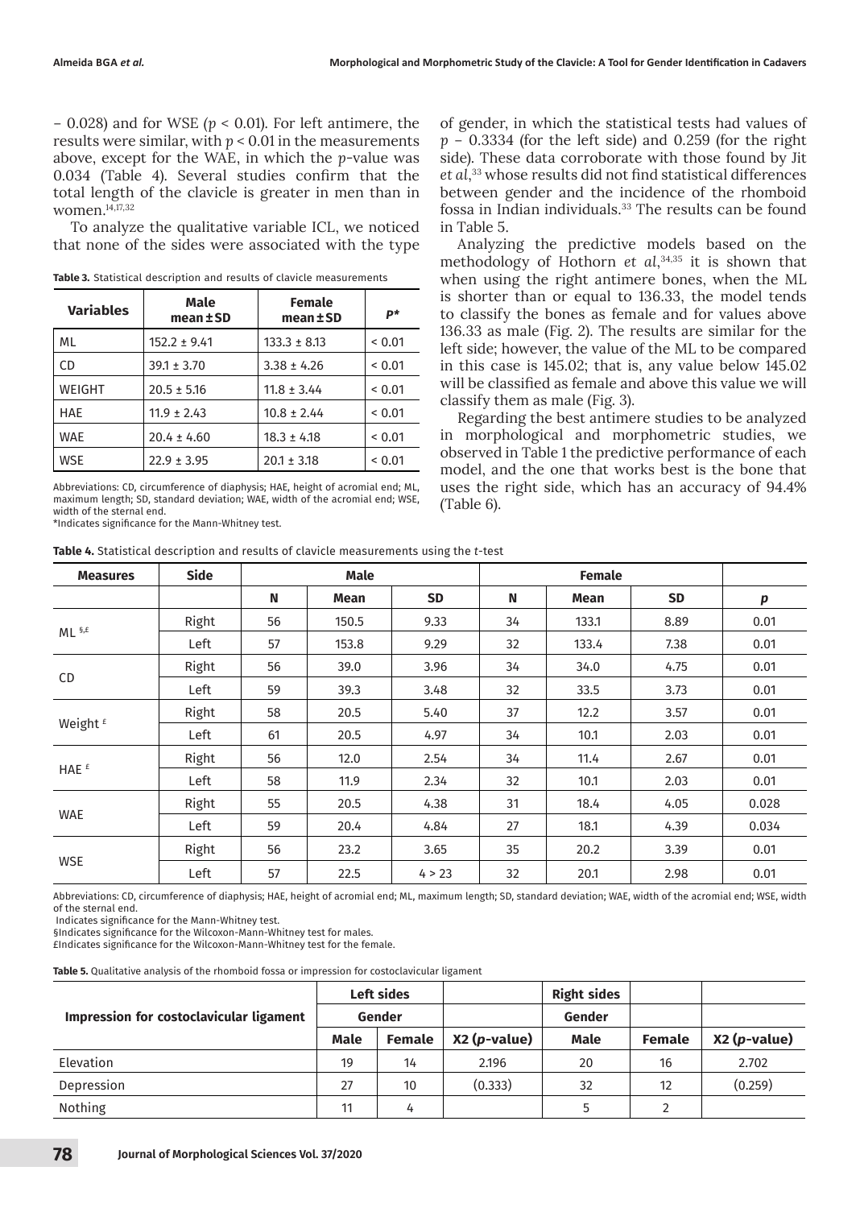– 0.028) and for WSE ($p$ < 0.01). For left antimere, the results were similar, with $p$ < 0.01 in the measurements above, except for the WAE, in which the $p$-value was 0.034 (Table 4). Several studies confirm that the total length of the clavicle is greater in men than in women.[14,17,32]

To analyze the qualitative variable ICL, we noticed that none of the sides were associated with the type of gender, in which the statistical tests had values of $p$ – 0.3334 (for the left side) and 0.259 (for the right side). These data corroborate with those found by Jit *et al*,[33] whose results did not find statistical differences between gender and the incidence of the rhomboid fossa in Indian individuals.[33] The results can be found in Table 5.

**Table 3.** Statistical description and results of clavicle measurements

| Variables | Male mean ± SD | Female mean ± SD | P* |
|---|---|---|---|
| ML | 152.2 ± 9.41 | 133.3 ± 8.13 | < 0.01 |
| CD | 39.1 ± 3.70 | 3.38 ± 4.26 | < 0.01 |
| WEIGHT | 20.5 ± 5.16 | 11.8 ± 3.44 | < 0.01 |
| HAE | 11.9 ± 2.43 | 10.8 ± 2.44 | < 0.01 |
| WAE | 20.4 ± 4.60 | 18.3 ± 4.18 | < 0.01 |
| WSE | 22.9 ± 3.95 | 20.1 ± 3.18 | < 0.01 |

Abbreviations: CD, circumference of diaphysis; HAE, height of acromial end; ML, maximum length; SD, standard deviation; WAE, width of the acromial end; WSE, width of the sternal end.
*Indicates significance for the Mann-Whitney test.

Analyzing the predictive models based on the methodology of Hothorn *et al*,[34,35] it is shown that when using the right antimere bones, when the ML is shorter than or equal to 136.33, the model tends to classify the bones as female and for values above 136.33 as male (Fig. 2). The results are similar for the left side; however, the value of the ML to be compared in this case is 145.02; that is, any value below 145.02 will be classified as female and above this value we will classify them as male (Fig. 3).

Regarding the best antimere studies to be analyzed in morphological and morphometric studies, we observed in Table 1 the predictive performance of each model, and the one that works best is the bone that uses the right side, which has an accuracy of 94.4% (Table 6).

**Table 4.** Statistical description and results of clavicle measurements using the *t*-test

| Measures | Side | Male | | | Female | | | |
|---|---|---|---|---|---|---|---|---|
| | | N | Mean | SD | N | Mean | SD | p |
| ML §,£ | Right | 56 | 150.5 | 9.33 | 34 | 133.1 | 8.89 | 0.01 |
| | Left | 57 | 153.8 | 9.29 | 32 | 133.4 | 7.38 | 0.01 |
| CD | Right | 56 | 39.0 | 3.96 | 34 | 34.0 | 4.75 | 0.01 |
| | Left | 59 | 39.3 | 3.48 | 32 | 33.5 | 3.73 | 0.01 |
| Weight £ | Right | 58 | 20.5 | 5.40 | 37 | 12.2 | 3.57 | 0.01 |
| | Left | 61 | 20.5 | 4.97 | 34 | 10.1 | 2.03 | 0.01 |
| HAE £ | Right | 56 | 12.0 | 2.54 | 34 | 11.4 | 2.67 | 0.01 |
| | Left | 58 | 11.9 | 2.34 | 32 | 10.1 | 2.03 | 0.01 |
| WAE | Right | 55 | 20.5 | 4.38 | 31 | 18.4 | 4.05 | 0.028 |
| | Left | 59 | 20.4 | 4.84 | 27 | 18.1 | 4.39 | 0.034 |
| WSE | Right | 56 | 23.2 | 3.65 | 35 | 20.2 | 3.39 | 0.01 |
| | Left | 57 | 22.5 | 4 > 23 | 32 | 20.1 | 2.98 | 0.01 |

Abbreviations: CD, circumference of diaphysis; HAE, height of acromial end; ML, maximum length; SD, standard deviation; WAE, width of the acromial end; WSE, width of the sternal end.
Indicates significance for the Mann-Whitney test.
§Indicates significance for the Wilcoxon-Mann-Whitney test for males.
£Indicates significance for the Wilcoxon-Mann-Whitney test for the female.

**Table 5.** Qualitative analysis of the rhomboid fossa or impression for costoclavicular ligament

| Impression for costoclavicular ligament | Left sides | | | Right sides | | |
|---|---|---|---|---|---|---|
| | Gender | | | Gender | | |
| | Male | Female | X2 (p-value) | Male | Female | X2 (p-value) |
| Elevation | 19 | 14 | 2.196 | 20 | 16 | 2.702 |
| Depression | 27 | 10 | (0.333) | 32 | 12 | (0.259) |
| Nothing | 11 | 4 | | 5 | 2 | |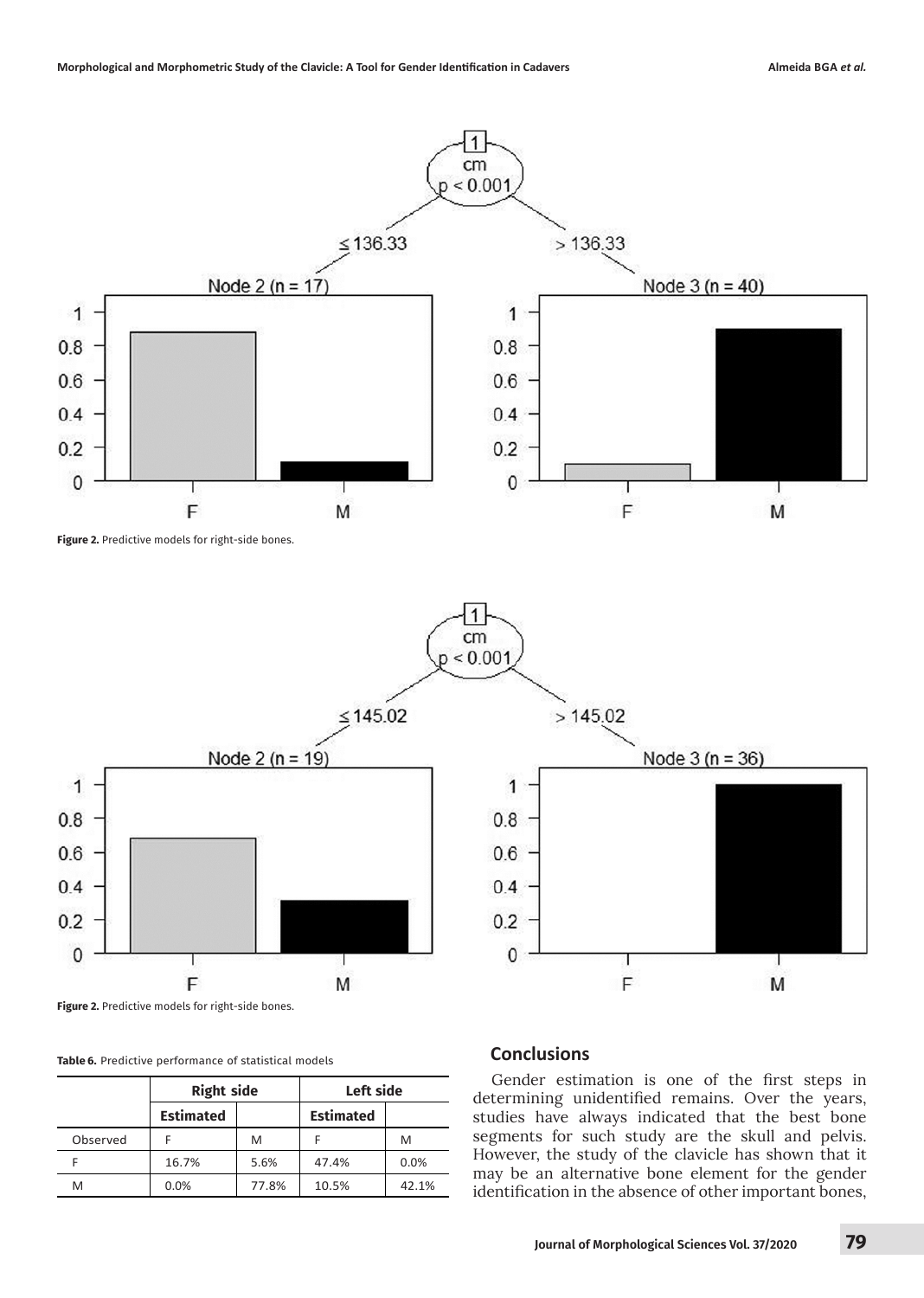Figure 2. Predictive models for right-side bones.

Figure 2. Predictive models for right-side bones.

Table 6. Predictive performance of statistical models

| | Right side | | Left side | |
|---|---|---|---|---|
| | Estimated | | Estimated | |
| Observed | F | M | F | M |
| F | 16.7% | 5.6% | 47.4% | 0.0% |
| M | 0.0% | 77.8% | 10.5% | 42.1% |

## Conclusions

Gender estimation is one of the first steps in determining unidentified remains. Over the years, studies have always indicated that the best bone segments for such study are the skull and pelvis. However, the study of the clavicle has shown that it may be an alternative bone element for the gender identification in the absence of other important bones,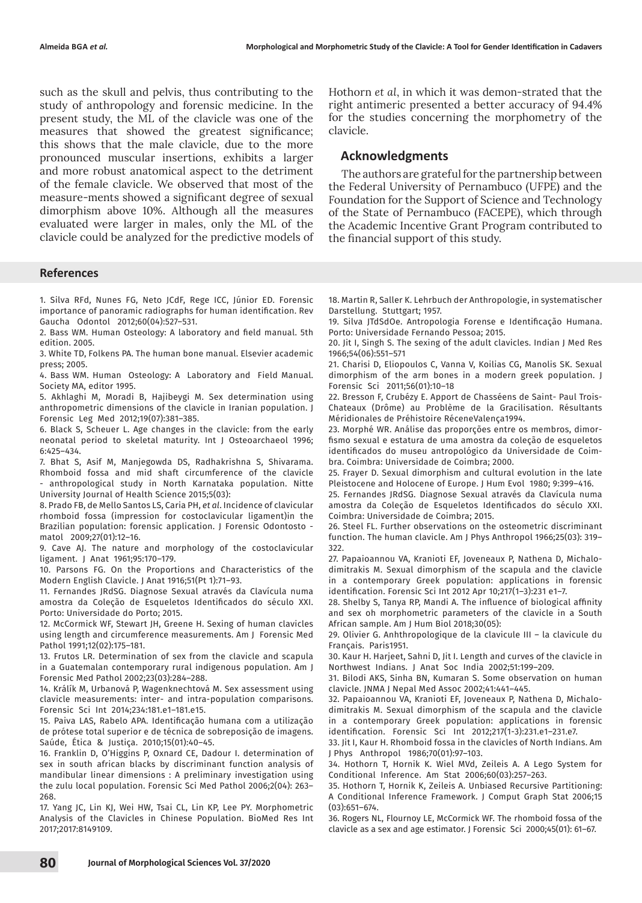such as the skull and pelvis, thus contributing to the study of anthropology and forensic medicine. In the present study, the ML of the clavicle was one of the measures that showed the greatest significance; this shows that the male clavicle, due to the more pronounced muscular insertions, exhibits a larger and more robust anatomical aspect to the detriment of the female clavicle. We observed that most of the measure-ments showed a significant degree of sexual dimorphism above 10%. Although all the measures evaluated were larger in males, only the ML of the clavicle could be analyzed for the predictive models of Hothorn *et al*, in which it was demon-strated that the right antimeric presented a better accuracy of 94.4% for the studies concerning the morphometry of the clavicle.

## Acknowledgments

The authors are grateful for the partnership between the Federal University of Pernambuco (UFPE) and the Foundation for the Support of Science and Technology of the State of Pernambuco (FACEPE), which through the Academic Incentive Grant Program contributed to the financial support of this study.

## References

1. Silva RFd, Nunes FG, Neto JCdF, Rege ICC, Júnior ED. Forensic importance of panoramic radiographs for human identification. Rev Gaucha Odontol 2012;60(04):527–531.
2. Bass WM. Human Osteology: A laboratory and field manual. 5th edition. 2005.
3. White TD, Folkens PA. The human bone manual. Elsevier academic press; 2005.
4. Bass WM. Human Osteology: A Laboratory and Field Manual. Society MA, editor 1995.
5. Akhlaghi M, Moradi B, Hajibeygi M. Sex determination using anthropometric dimensions of the clavicle in Iranian population. J Forensic Leg Med 2012;19(07):381–385.
6. Black S, Scheuer L. Age changes in the clavicle: from the early neonatal period to skeletal maturity. Int J Osteoarchaeol 1996; 6:425–434.
7. Bhat S, Asif M, Manjegowda DS, Radhakrishna S, Shivarama. Rhomboid fossa and mid shaft circumference of the clavicle - anthropological study in North Karnataka population. Nitte University Journal of Health Science 2015;5(03):
8. Prado FB, de Mello Santos LS, Caria PH, *et al*. Incidence of clavicular rhomboid fossa (impression for costoclavicular ligament)in the Brazilian population: forensic application. J Forensic Odontosto - matol 2009;27(01):12–16.
9. Cave AJ. The nature and morphology of the costoclavicular ligament. J Anat 1961;95:170–179.
10. Parsons FG. On the Proportions and Characteristics of the Modern English Clavicle. J Anat 1916;51(Pt 1):71–93.
11. Fernandes JRdSG. Diagnose Sexual através da Clavícula numa amostra da Coleção de Esqueletos Identificados do século XXI. Porto: Universidade do Porto; 2015.
12. McCormick WF, Stewart JH, Greene H. Sexing of human clavicles using length and circumference measurements. Am J Forensic Med Pathol 1991;12(02):175–181.
13. Frutos LR. Determination of sex from the clavicle and scapula in a Guatemalan contemporary rural indigenous population. Am J Forensic Med Pathol 2002;23(03):284–288.
14. Králík M, Urbanová P, Wagenknechtová M. Sex assessment using clavicle measurements: inter- and intra-population comparisons. Forensic Sci Int 2014;234:181.e1–181.e15.
15. Paiva LAS, Rabelo APA. Identificação humana com a utilização de prótese total superior e de técnica de sobreposição de imagens. Saúde, Ética & Justiça. 2010;15(01):40–45.
16. Franklin D, O'Higgins P, Oxnard CE, Dadour I. determination of sex in south african blacks by discriminant function analysis of mandibular linear dimensions : A preliminary investigation using the zulu local population. Forensic Sci Med Pathol 2006;2(04): 263–268.
17. Yang JC, Lin KJ, Wei HW, Tsai CL, Lin KP, Lee PY. Morphometric Analysis of the Clavicles in Chinese Population. BioMed Res Int 2017;2017:8149109.
18. Martin R, Saller K. Lehrbuch der Anthropologie, in systematischer Darstellung. Stuttgart; 1957.
19. Silva JTdSdOe. Antropologia Forense e Identificação Humana. Porto: Universidade Fernando Pessoa; 2015.
20. Jit I, Singh S. The sexing of the adult clavicles. Indian J Med Res 1966;54(06):551–571
21. Charisi D, Eliopoulos C, Vanna V, Koilias CG, Manolis SK. Sexual dimorphism of the arm bones in a modern greek population. J Forensic Sci 2011;56(01):10–18
22. Bresson F, Crubézy E. Apport de Chasséens de Saint- Paul Trois-Chateaux (Drôme) au Problême de la Gracilisation. Résultants Méridionales de Préhistoire RéceneValença1994.
23. Morphé WR. Análise das proporções entre os membros, dimorfismo sexual e estatura de uma amostra da coleção de esqueletos identificados do museu antropológico da Universidade de Coimbra. Coimbra: Universidade de Coimbra; 2000.
25. Frayer D. Sexual dimorphism and cultural evolution in the late Pleistocene and Holocene of Europe. J Hum Evol 1980; 9:399–416.
25. Fernandes JRdSG. Diagnose Sexual através da Clavícula numa amostra da Coleção de Esqueletos Identificados do século XXI. Coimbra: Universidade de Coimbra; 2015.
26. Steel FL. Further observations on the osteometric discriminant function. The human clavicle. Am J Phys Anthropol 1966;25(03): 319–322.
27. Papaioannou VA, Kranioti EF, Joveneaux P, Nathena D, Michalodimitrakis M. Sexual dimorphism of the scapula and the clavicle in a contemporary Greek population: applications in forensic identification. Forensic Sci Int 2012 Apr 10;217(1–3):231 e1–7.
28. Shelby S, Tanya RP, Mandi A. The influence of biological affinity and sex oh morphometric parameters of the clavicle in a South African sample. Am J Hum Biol 2018;30(05):
29. Olivier G. Anhthropologique de la clavicule III – la clavicule du Français. Paris1951.
30. Kaur H. Harjeet, Sahni D, Jit I. Length and curves of the clavicle in Northwest Indians. J Anat Soc India 2002;51:199–209.
31. Bilodi AKS, Sinha BN, Kumaran S. Some observation on human clavicle. JNMA J Nepal Med Assoc 2002;41:441–445.
32. Papaioannou VA, Kranioti EF, Joveneaux P, Nathena D, Michalodimitrakis M. Sexual dimorphism of the scapula and the clavicle in a contemporary Greek population: applications in forensic identification. Forensic Sci Int 2012;217(1-3):231.e1–231.e7.
33. Jit I, Kaur H. Rhomboid fossa in the clavicles of North Indians. Am J Phys Anthropol 1986;70(01):97–103.
34. Hothorn T, Hornik K. Wiel MVd, Zeileis A. A Lego System for Conditional Inference. Am Stat 2006;60(03):257–263.
35. Hothorn T, Hornik K, Zeileis A. Unbiased Recursive Partitioning: A Conditional Inference Framework. J Comput Graph Stat 2006;15 (03):651–674.
36. Rogers NL, Flournoy LE, McCormick WF. The rhomboid fossa of the clavicle as a sex and age estimator. J Forensic Sci 2000;45(01): 61–67.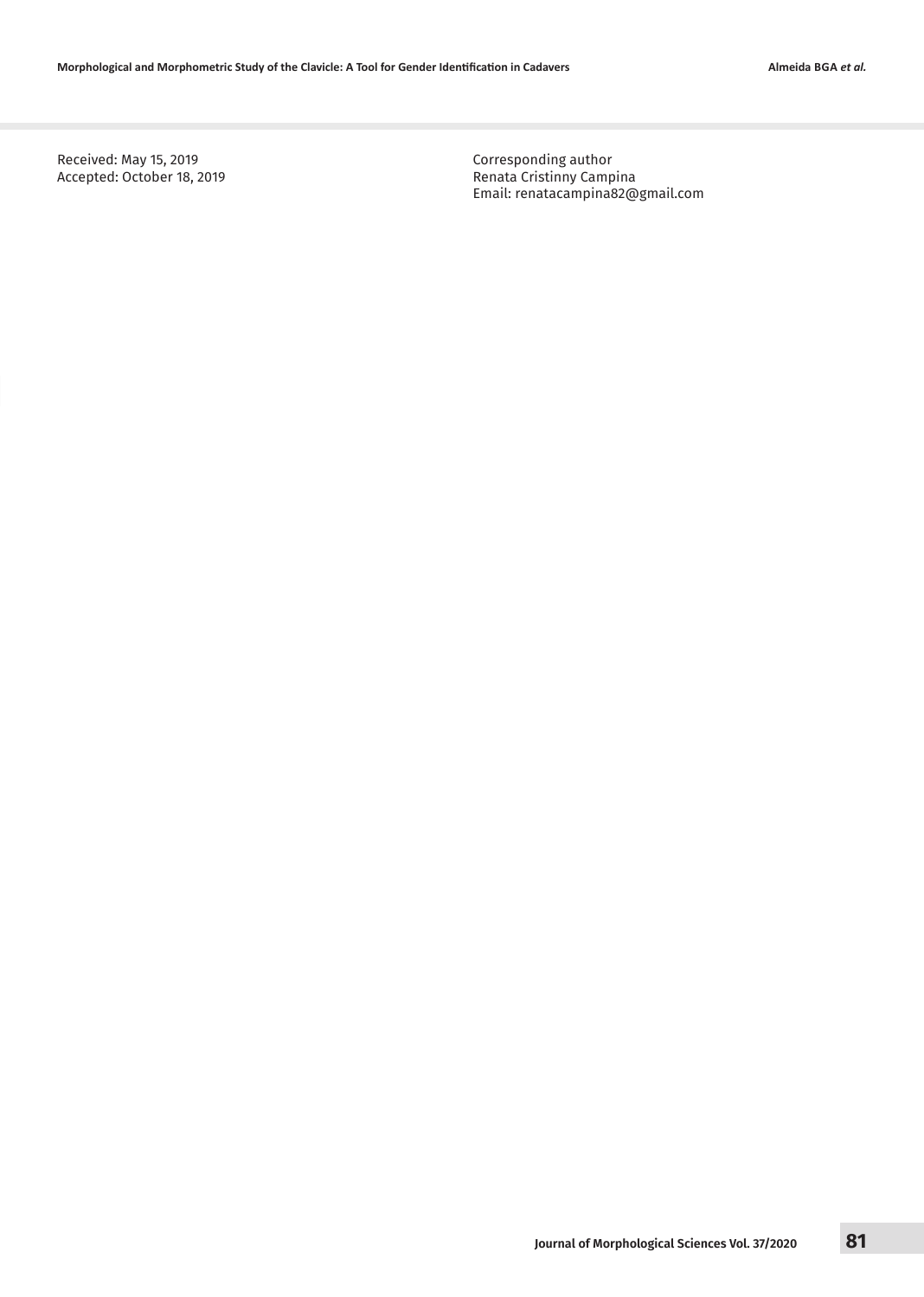Received: May 15, 2019
Accepted: October 18, 2019

Corresponding author
Renata Cristinny Campina
Email: renatacampina82@gmail.com